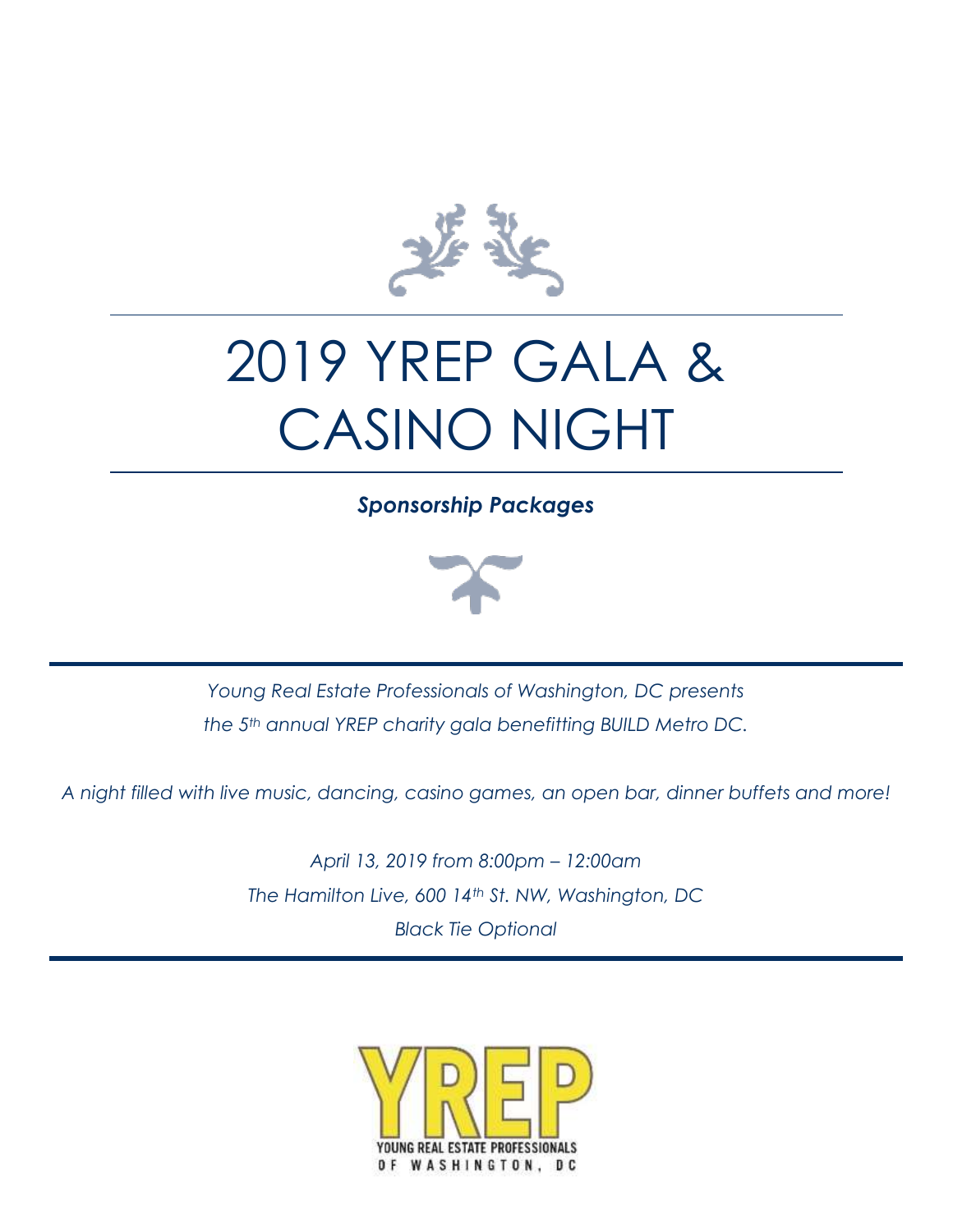# 2019 YREP GALA & CASINO NIGHT

***Sponsorship Packages***

*Young Real Estate Professionals of Washington, DC presents*
*the 5th annual YREP charity gala benefitting BUILD Metro DC.*

*A night filled with live music, dancing, casino games, an open bar, dinner buffets and more!*

*April 13, 2019 from 8:00pm – 12:00am*
*The Hamilton Live, 600 14th St. NW, Washington, DC*
*Black Tie Optional*

YREP
YOUNG REAL ESTATE PROFESSIONALS
OF WASHINGTON, DC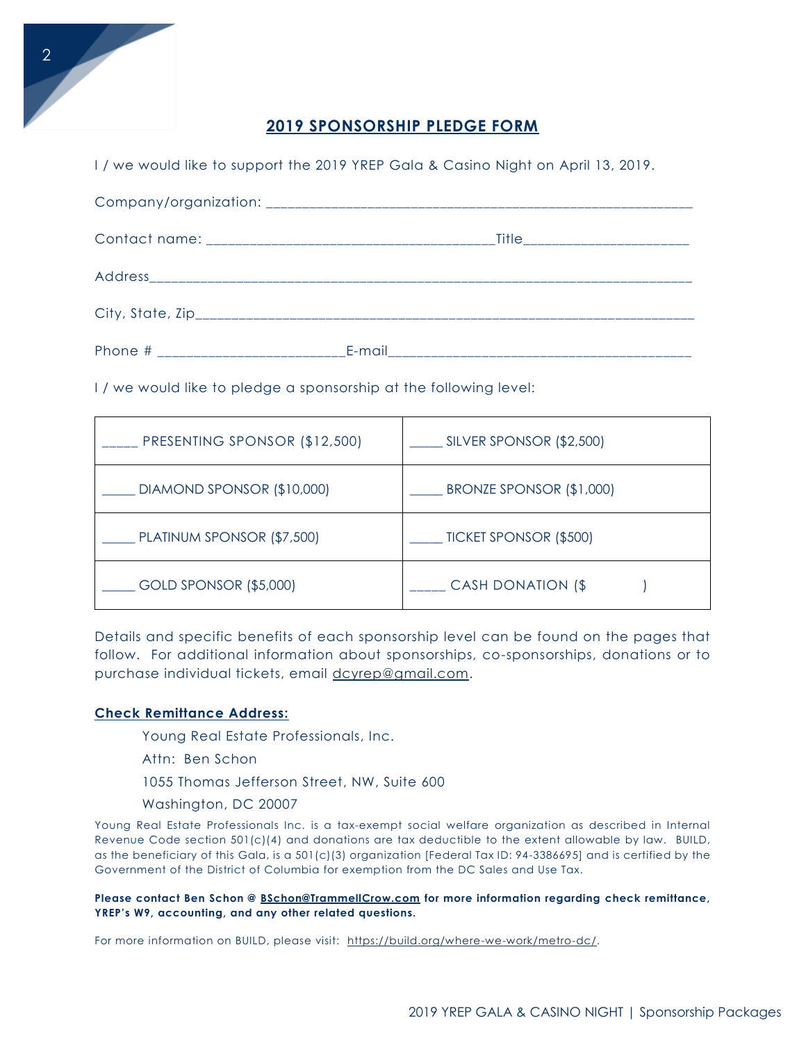## 2019 SPONSORSHIP PLEDGE FORM

I / we would like to support the 2019 YREP Gala & Casino Night on April 13, 2019.

Company/organization: ___________________________________________________________

Contact name: ______________________________________Title_____________________

Address___________________________________________________________________________

City, State, Zip______________________________________________________________________

Phone # ________________________E-mail_______________________________________

I / we would like to pledge a sponsorship at the following level:

| | |
|---|---|
| _____ PRESENTING SPONSOR ($12,500) | _____ SILVER SPONSOR ($2,500) |
| _____ DIAMOND SPONSOR ($10,000) | _____ BRONZE SPONSOR ($1,000) |
| _____ PLATINUM SPONSOR ($7,500) | _____ TICKET SPONSOR ($500) |
| _____ GOLD SPONSOR ($5,000) | _____ CASH DONATION ($            ) |

Details and specific benefits of each sponsorship level can be found on the pages that follow. For additional information about sponsorships, co-sponsorships, donations or to purchase individual tickets, email dcyrep@gmail.com.

**Check Remittance Address:**

Young Real Estate Professionals, Inc.
Attn: Ben Schon
1055 Thomas Jefferson Street, NW, Suite 600
Washington, DC 20007

Young Real Estate Professionals Inc. is a tax-exempt social welfare organization as described in Internal Revenue Code section 501(c)(4) and donations are tax deductible to the extent allowable by law. BUILD, as the beneficiary of this Gala, is a 501(c)(3) organization [Federal Tax ID: 94-3386695] and is certified by the Government of the District of Columbia for exemption from the DC Sales and Use Tax.

**Please contact Ben Schon @ BSchon@TrammellCrow.com for more information regarding check remittance, YREP's W9, accounting, and any other related questions.**

For more information on BUILD, please visit: https://build.org/where-we-work/metro-dc/.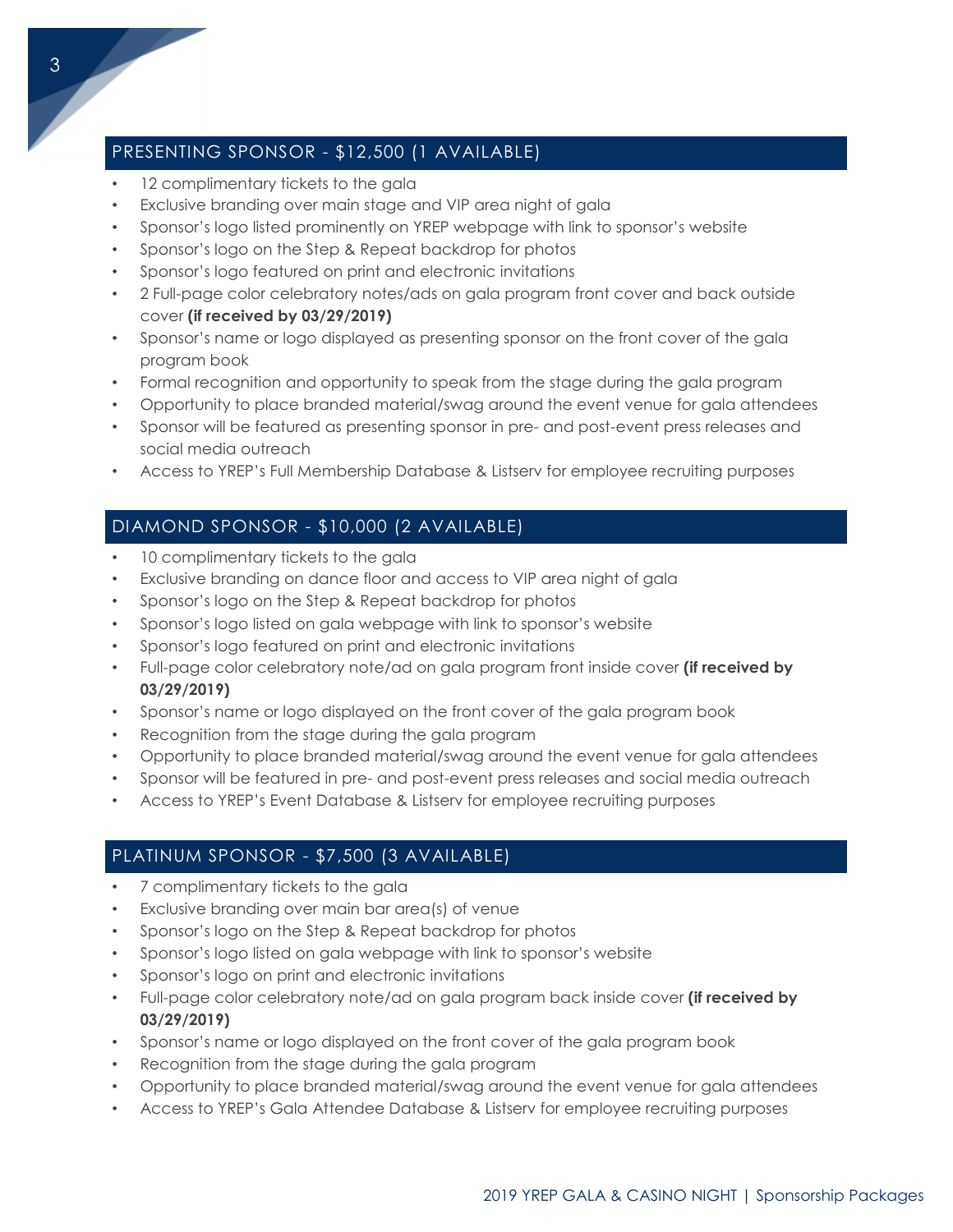## PRESENTING SPONSOR - $12,500 (1 AVAILABLE)

- 12 complimentary tickets to the gala
- Exclusive branding over main stage and VIP area night of gala
- Sponsor's logo listed prominently on YREP webpage with link to sponsor's website
- Sponsor's logo on the Step & Repeat backdrop for photos
- Sponsor's logo featured on print and electronic invitations
- 2 Full-page color celebratory notes/ads on gala program front cover and back outside cover **(if received by 03/29/2019)**
- Sponsor's name or logo displayed as presenting sponsor on the front cover of the gala program book
- Formal recognition and opportunity to speak from the stage during the gala program
- Opportunity to place branded material/swag around the event venue for gala attendees
- Sponsor will be featured as presenting sponsor in pre- and post-event press releases and social media outreach
- Access to YREP's Full Membership Database & Listserv for employee recruiting purposes

## DIAMOND SPONSOR - $10,000 (2 AVAILABLE)

- 10 complimentary tickets to the gala
- Exclusive branding on dance floor and access to VIP area night of gala
- Sponsor's logo on the Step & Repeat backdrop for photos
- Sponsor's logo listed on gala webpage with link to sponsor's website
- Sponsor's logo featured on print and electronic invitations
- Full-page color celebratory note/ad on gala program front inside cover **(if received by 03/29/2019)**
- Sponsor's name or logo displayed on the front cover of the gala program book
- Recognition from the stage during the gala program
- Opportunity to place branded material/swag around the event venue for gala attendees
- Sponsor will be featured in pre- and post-event press releases and social media outreach
- Access to YREP's Event Database & Listserv for employee recruiting purposes

## PLATINUM SPONSOR - $7,500 (3 AVAILABLE)

- 7 complimentary tickets to the gala
- Exclusive branding over main bar area(s) of venue
- Sponsor's logo on the Step & Repeat backdrop for photos
- Sponsor's logo listed on gala webpage with link to sponsor's website
- Sponsor's logo on print and electronic invitations
- Full-page color celebratory note/ad on gala program back inside cover **(if received by 03/29/2019)**
- Sponsor's name or logo displayed on the front cover of the gala program book
- Recognition from the stage during the gala program
- Opportunity to place branded material/swag around the event venue for gala attendees
- Access to YREP's Gala Attendee Database & Listserv for employee recruiting purposes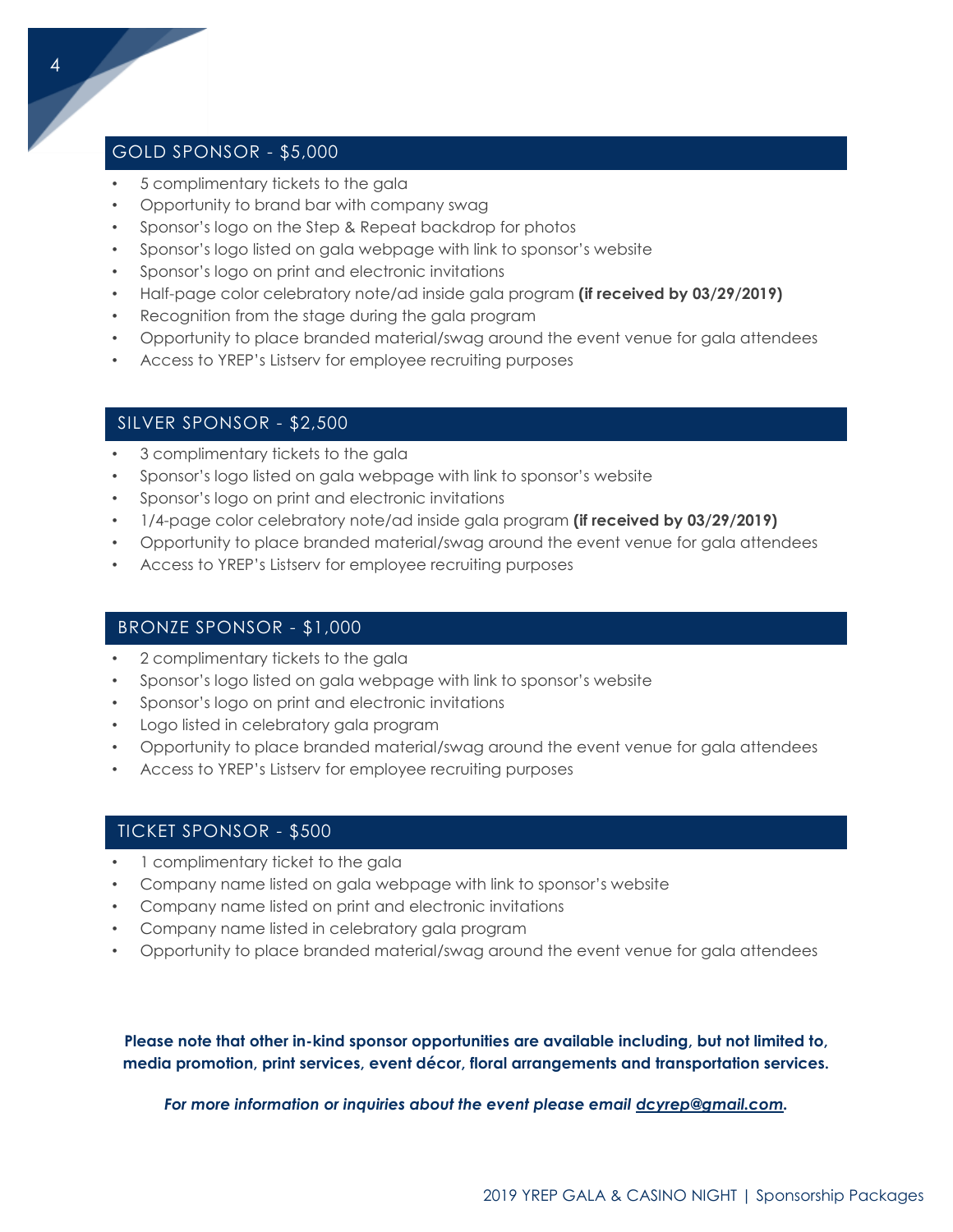## GOLD SPONSOR - $5,000

- 5 complimentary tickets to the gala
- Opportunity to brand bar with company swag
- Sponsor's logo on the Step & Repeat backdrop for photos
- Sponsor's logo listed on gala webpage with link to sponsor's website
- Sponsor's logo on print and electronic invitations
- Half-page color celebratory note/ad inside gala program **(if received by 03/29/2019)**
- Recognition from the stage during the gala program
- Opportunity to place branded material/swag around the event venue for gala attendees
- Access to YREP's Listserv for employee recruiting purposes

## SILVER SPONSOR - $2,500

- 3 complimentary tickets to the gala
- Sponsor's logo listed on gala webpage with link to sponsor's website
- Sponsor's logo on print and electronic invitations
- 1/4-page color celebratory note/ad inside gala program **(if received by 03/29/2019)**
- Opportunity to place branded material/swag around the event venue for gala attendees
- Access to YREP's Listserv for employee recruiting purposes

## BRONZE SPONSOR - $1,000

- 2 complimentary tickets to the gala
- Sponsor's logo listed on gala webpage with link to sponsor's website
- Sponsor's logo on print and electronic invitations
- Logo listed in celebratory gala program
- Opportunity to place branded material/swag around the event venue for gala attendees
- Access to YREP's Listserv for employee recruiting purposes

## TICKET SPONSOR - $500

- 1 complimentary ticket to the gala
- Company name listed on gala webpage with link to sponsor's website
- Company name listed on print and electronic invitations
- Company name listed in celebratory gala program
- Opportunity to place branded material/swag around the event venue for gala attendees

**Please note that other in-kind sponsor opportunities are available including, but not limited to, media promotion, print services, event décor, floral arrangements and transportation services.**

***For more information or inquiries about the event please email dcyrep@gmail.com.***